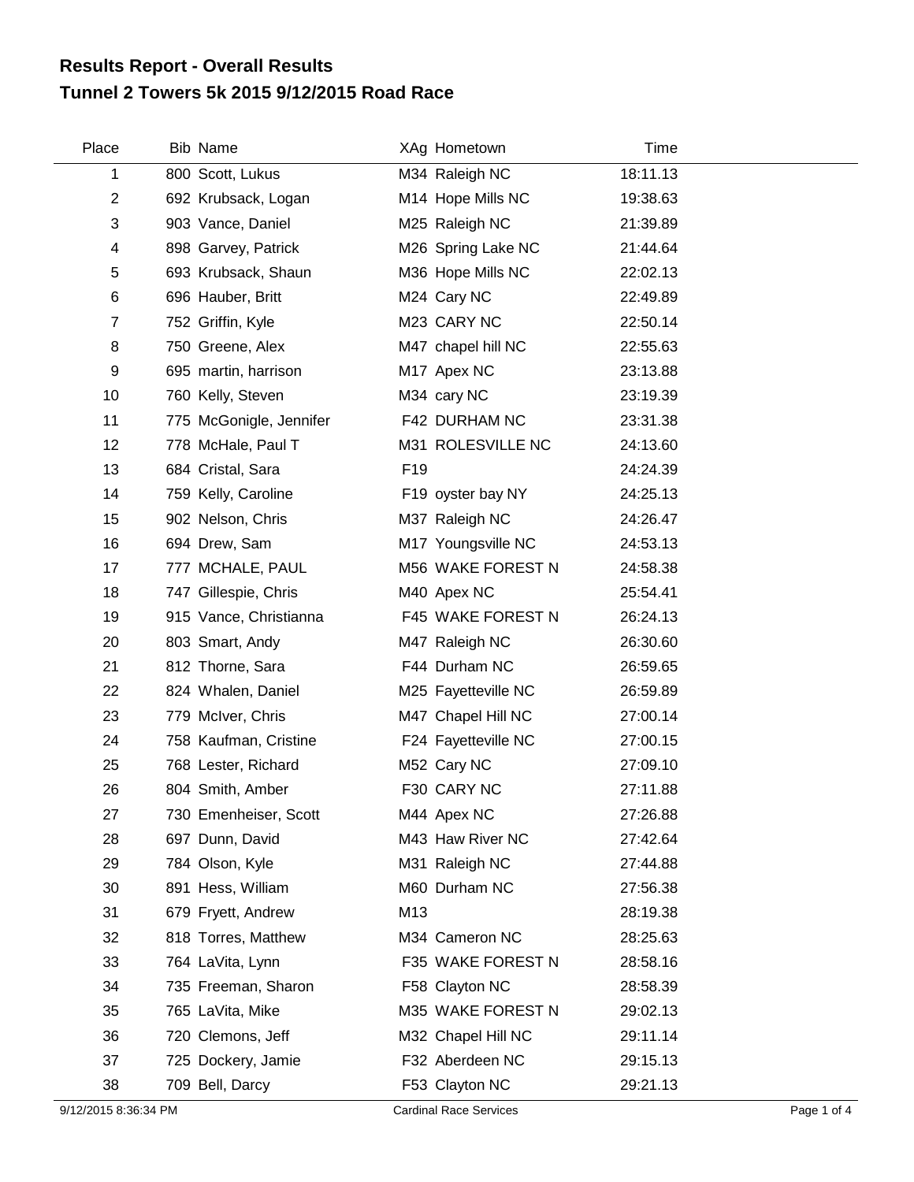# Results Report - Overall Results
## Tunnel 2 Towers 5k 2015 9/12/2015 Road Race

| Place | Bib | Name | XAg | Hometown | Time |
|---|---|---|---|---|---|
| 1 | 800 | Scott, Lukus | M34 | Raleigh NC | 18:11.13 |
| 2 | 692 | Krubsack, Logan | M14 | Hope Mills NC | 19:38.63 |
| 3 | 903 | Vance, Daniel | M25 | Raleigh NC | 21:39.89 |
| 4 | 898 | Garvey, Patrick | M26 | Spring Lake NC | 21:44.64 |
| 5 | 693 | Krubsack, Shaun | M36 | Hope Mills NC | 22:02.13 |
| 6 | 696 | Hauber, Britt | M24 | Cary NC | 22:49.89 |
| 7 | 752 | Griffin, Kyle | M23 | CARY NC | 22:50.14 |
| 8 | 750 | Greene, Alex | M47 | chapel hill NC | 22:55.63 |
| 9 | 695 | martin, harrison | M17 | Apex NC | 23:13.88 |
| 10 | 760 | Kelly, Steven | M34 | cary NC | 23:19.39 |
| 11 | 775 | McGonigle, Jennifer | F42 | DURHAM NC | 23:31.38 |
| 12 | 778 | McHale, Paul T | M31 | ROLESVILLE NC | 24:13.60 |
| 13 | 684 | Cristal, Sara | F19 | | 24:24.39 |
| 14 | 759 | Kelly, Caroline | F19 | oyster bay NY | 24:25.13 |
| 15 | 902 | Nelson, Chris | M37 | Raleigh NC | 24:26.47 |
| 16 | 694 | Drew, Sam | M17 | Youngsville NC | 24:53.13 |
| 17 | 777 | MCHALE, PAUL | M56 | WAKE FOREST N | 24:58.38 |
| 18 | 747 | Gillespie, Chris | M40 | Apex NC | 25:54.41 |
| 19 | 915 | Vance, Christianna | F45 | WAKE FOREST N | 26:24.13 |
| 20 | 803 | Smart, Andy | M47 | Raleigh NC | 26:30.60 |
| 21 | 812 | Thorne, Sara | F44 | Durham NC | 26:59.65 |
| 22 | 824 | Whalen, Daniel | M25 | Fayetteville NC | 26:59.89 |
| 23 | 779 | McIver, Chris | M47 | Chapel Hill NC | 27:00.14 |
| 24 | 758 | Kaufman, Cristine | F24 | Fayetteville NC | 27:00.15 |
| 25 | 768 | Lester, Richard | M52 | Cary NC | 27:09.10 |
| 26 | 804 | Smith, Amber | F30 | CARY NC | 27:11.88 |
| 27 | 730 | Emenheiser, Scott | M44 | Apex NC | 27:26.88 |
| 28 | 697 | Dunn, David | M43 | Haw River NC | 27:42.64 |
| 29 | 784 | Olson, Kyle | M31 | Raleigh NC | 27:44.88 |
| 30 | 891 | Hess, William | M60 | Durham NC | 27:56.38 |
| 31 | 679 | Fryett, Andrew | M13 | | 28:19.38 |
| 32 | 818 | Torres, Matthew | M34 | Cameron NC | 28:25.63 |
| 33 | 764 | LaVita, Lynn | F35 | WAKE FOREST N | 28:58.16 |
| 34 | 735 | Freeman, Sharon | F58 | Clayton NC | 28:58.39 |
| 35 | 765 | LaVita, Mike | M35 | WAKE FOREST N | 29:02.13 |
| 36 | 720 | Clemons, Jeff | M32 | Chapel Hill NC | 29:11.14 |
| 37 | 725 | Dockery, Jamie | F32 | Aberdeen NC | 29:15.13 |
| 38 | 709 | Bell, Darcy | F53 | Clayton NC | 29:21.13 |

9/12/2015 8:36:34 PM Cardinal Race Services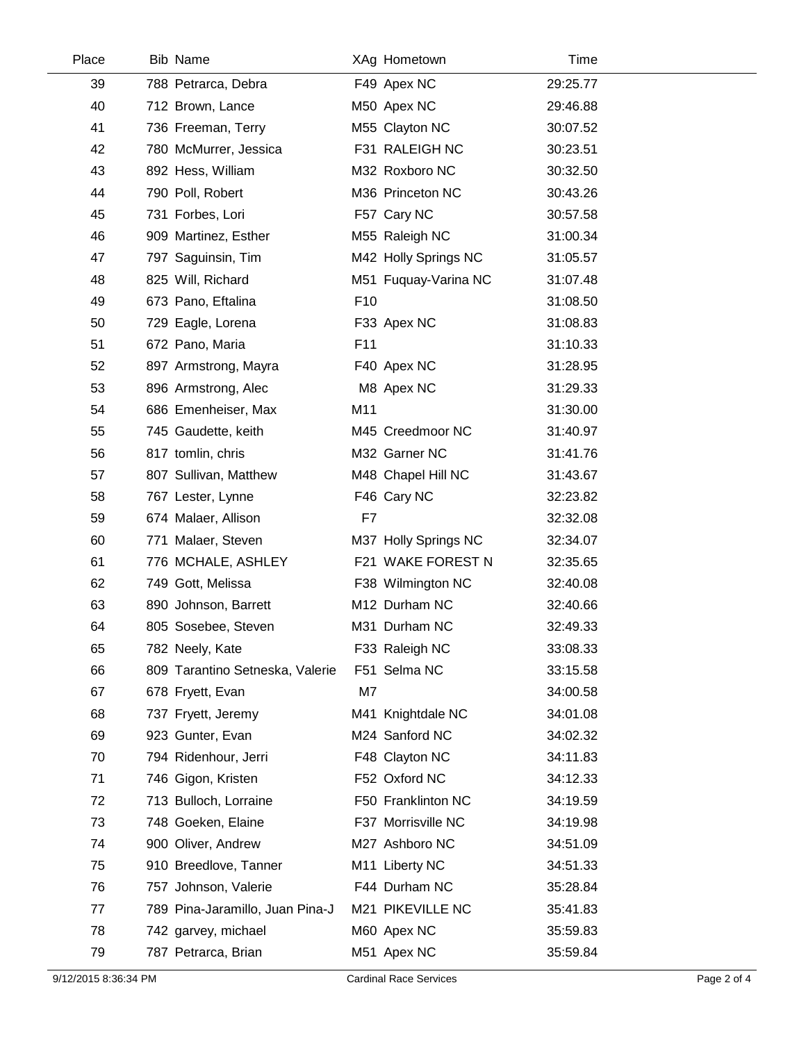| Place | Bib | Name | XAg | Hometown | Time |
|---|---|---|---|---|---|
| 39 | 788 | Petrarca, Debra | F49 | Apex NC | 29:25.77 |
| 40 | 712 | Brown, Lance | M50 | Apex NC | 29:46.88 |
| 41 | 736 | Freeman, Terry | M55 | Clayton NC | 30:07.52 |
| 42 | 780 | McMurrer, Jessica | F31 | RALEIGH NC | 30:23.51 |
| 43 | 892 | Hess, William | M32 | Roxboro NC | 30:32.50 |
| 44 | 790 | Poll, Robert | M36 | Princeton NC | 30:43.26 |
| 45 | 731 | Forbes, Lori | F57 | Cary NC | 30:57.58 |
| 46 | 909 | Martinez, Esther | M55 | Raleigh NC | 31:00.34 |
| 47 | 797 | Saguinsin, Tim | M42 | Holly Springs NC | 31:05.57 |
| 48 | 825 | Will, Richard | M51 | Fuquay-Varina NC | 31:07.48 |
| 49 | 673 | Pano, Eftalina | F10 | | 31:08.50 |
| 50 | 729 | Eagle, Lorena | F33 | Apex NC | 31:08.83 |
| 51 | 672 | Pano, Maria | F11 | | 31:10.33 |
| 52 | 897 | Armstrong, Mayra | F40 | Apex NC | 31:28.95 |
| 53 | 896 | Armstrong, Alec | M8 | Apex NC | 31:29.33 |
| 54 | 686 | Emenheiser, Max | M11 | | 31:30.00 |
| 55 | 745 | Gaudette, keith | M45 | Creedmoor NC | 31:40.97 |
| 56 | 817 | tomlin, chris | M32 | Garner NC | 31:41.76 |
| 57 | 807 | Sullivan, Matthew | M48 | Chapel Hill NC | 31:43.67 |
| 58 | 767 | Lester, Lynne | F46 | Cary NC | 32:23.82 |
| 59 | 674 | Malaer, Allison | F7 | | 32:32.08 |
| 60 | 771 | Malaer, Steven | M37 | Holly Springs NC | 32:34.07 |
| 61 | 776 | MCHALE, ASHLEY | F21 | WAKE FOREST N | 32:35.65 |
| 62 | 749 | Gott, Melissa | F38 | Wilmington NC | 32:40.08 |
| 63 | 890 | Johnson, Barrett | M12 | Durham NC | 32:40.66 |
| 64 | 805 | Sosebee, Steven | M31 | Durham NC | 32:49.33 |
| 65 | 782 | Neely, Kate | F33 | Raleigh NC | 33:08.33 |
| 66 | 809 | Tarantino Setneska, Valerie | F51 | Selma NC | 33:15.58 |
| 67 | 678 | Fryett, Evan | M7 | | 34:00.58 |
| 68 | 737 | Fryett, Jeremy | M41 | Knightdale NC | 34:01.08 |
| 69 | 923 | Gunter, Evan | M24 | Sanford NC | 34:02.32 |
| 70 | 794 | Ridenhour, Jerri | F48 | Clayton NC | 34:11.83 |
| 71 | 746 | Gigon, Kristen | F52 | Oxford NC | 34:12.33 |
| 72 | 713 | Bulloch, Lorraine | F50 | Franklinton NC | 34:19.59 |
| 73 | 748 | Goeken, Elaine | F37 | Morrisville NC | 34:19.98 |
| 74 | 900 | Oliver, Andrew | M27 | Ashboro NC | 34:51.09 |
| 75 | 910 | Breedlove, Tanner | M11 | Liberty NC | 34:51.33 |
| 76 | 757 | Johnson, Valerie | F44 | Durham NC | 35:28.84 |
| 77 | 789 | Pina-Jaramillo, Juan Pina-J | M21 | PIKEVILLE NC | 35:41.83 |
| 78 | 742 | garvey, michael | M60 | Apex NC | 35:59.83 |
| 79 | 787 | Petrarca, Brian | M51 | Apex NC | 35:59.84 |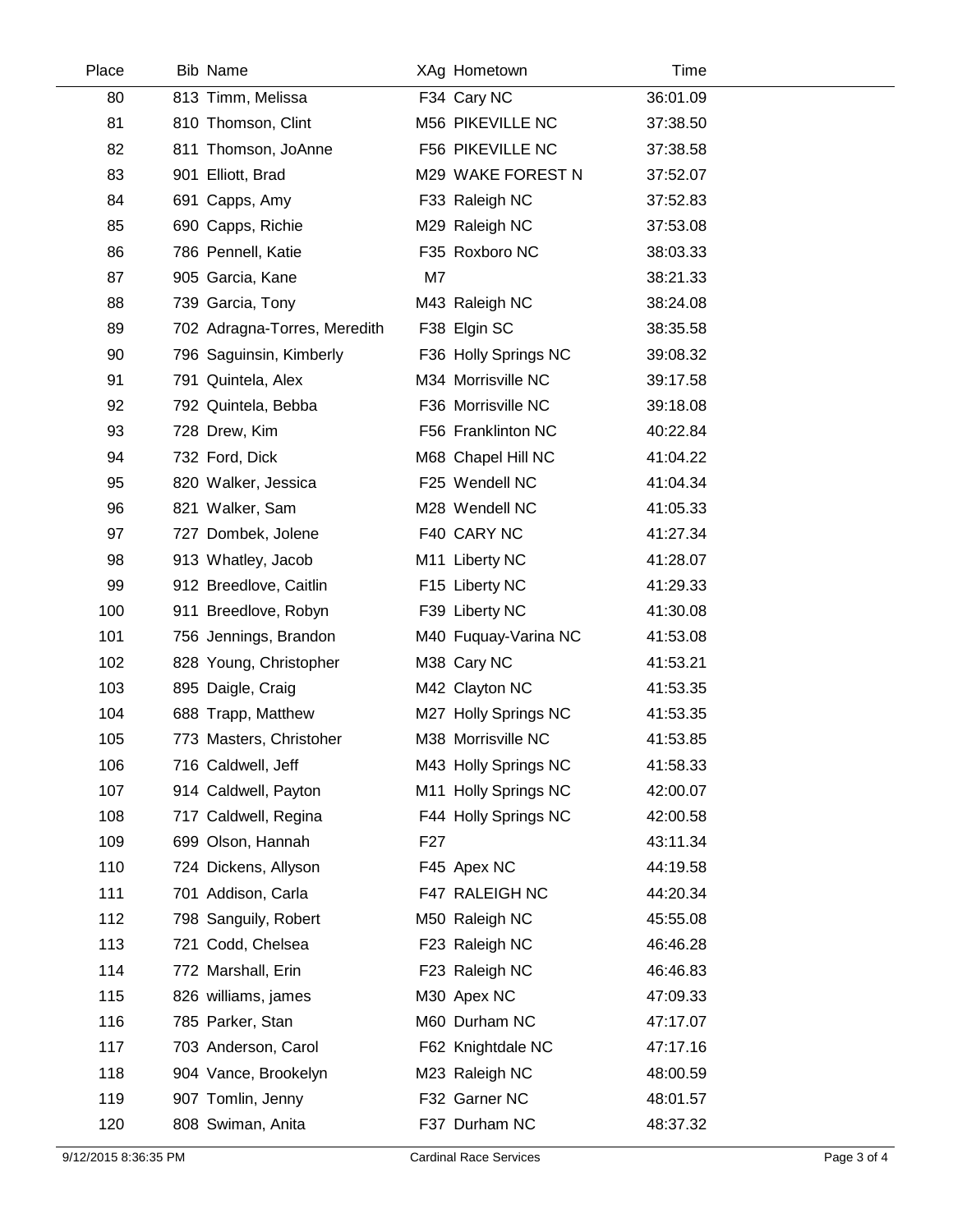| Place | Bib | Name | XAg | Hometown | Time |
|---|---|---|---|---|---|
| 80 | 813 | Timm, Melissa | F34 | Cary NC | 36:01.09 |
| 81 | 810 | Thomson, Clint | M56 | PIKEVILLE NC | 37:38.50 |
| 82 | 811 | Thomson, JoAnne | F56 | PIKEVILLE NC | 37:38.58 |
| 83 | 901 | Elliott, Brad | M29 | WAKE FOREST N | 37:52.07 |
| 84 | 691 | Capps, Amy | F33 | Raleigh NC | 37:52.83 |
| 85 | 690 | Capps, Richie | M29 | Raleigh NC | 37:53.08 |
| 86 | 786 | Pennell, Katie | F35 | Roxboro NC | 38:03.33 |
| 87 | 905 | Garcia, Kane | M7 | | 38:21.33 |
| 88 | 739 | Garcia, Tony | M43 | Raleigh NC | 38:24.08 |
| 89 | 702 | Adragna-Torres, Meredith | F38 | Elgin SC | 38:35.58 |
| 90 | 796 | Saguinsin, Kimberly | F36 | Holly Springs NC | 39:08.32 |
| 91 | 791 | Quintela, Alex | M34 | Morrisville NC | 39:17.58 |
| 92 | 792 | Quintela, Bebba | F36 | Morrisville NC | 39:18.08 |
| 93 | 728 | Drew, Kim | F56 | Franklinton NC | 40:22.84 |
| 94 | 732 | Ford, Dick | M68 | Chapel Hill NC | 41:04.22 |
| 95 | 820 | Walker, Jessica | F25 | Wendell NC | 41:04.34 |
| 96 | 821 | Walker, Sam | M28 | Wendell NC | 41:05.33 |
| 97 | 727 | Dombek, Jolene | F40 | CARY NC | 41:27.34 |
| 98 | 913 | Whatley, Jacob | M11 | Liberty NC | 41:28.07 |
| 99 | 912 | Breedlove, Caitlin | F15 | Liberty NC | 41:29.33 |
| 100 | 911 | Breedlove, Robyn | F39 | Liberty NC | 41:30.08 |
| 101 | 756 | Jennings, Brandon | M40 | Fuquay-Varina NC | 41:53.08 |
| 102 | 828 | Young, Christopher | M38 | Cary NC | 41:53.21 |
| 103 | 895 | Daigle, Craig | M42 | Clayton NC | 41:53.35 |
| 104 | 688 | Trapp, Matthew | M27 | Holly Springs NC | 41:53.35 |
| 105 | 773 | Masters, Christoher | M38 | Morrisville NC | 41:53.85 |
| 106 | 716 | Caldwell, Jeff | M43 | Holly Springs NC | 41:58.33 |
| 107 | 914 | Caldwell, Payton | M11 | Holly Springs NC | 42:00.07 |
| 108 | 717 | Caldwell, Regina | F44 | Holly Springs NC | 42:00.58 |
| 109 | 699 | Olson, Hannah | F27 | | 43:11.34 |
| 110 | 724 | Dickens, Allyson | F45 | Apex NC | 44:19.58 |
| 111 | 701 | Addison, Carla | F47 | RALEIGH NC | 44:20.34 |
| 112 | 798 | Sanguily, Robert | M50 | Raleigh NC | 45:55.08 |
| 113 | 721 | Codd, Chelsea | F23 | Raleigh NC | 46:46.28 |
| 114 | 772 | Marshall, Erin | F23 | Raleigh NC | 46:46.83 |
| 115 | 826 | williams, james | M30 | Apex NC | 47:09.33 |
| 116 | 785 | Parker, Stan | M60 | Durham NC | 47:17.07 |
| 117 | 703 | Anderson, Carol | F62 | Knightdale NC | 47:17.16 |
| 118 | 904 | Vance, Brookelyn | M23 | Raleigh NC | 48:00.59 |
| 119 | 907 | Tomlin, Jenny | F32 | Garner NC | 48:01.57 |
| 120 | 808 | Swiman, Anita | F37 | Durham NC | 48:37.32 |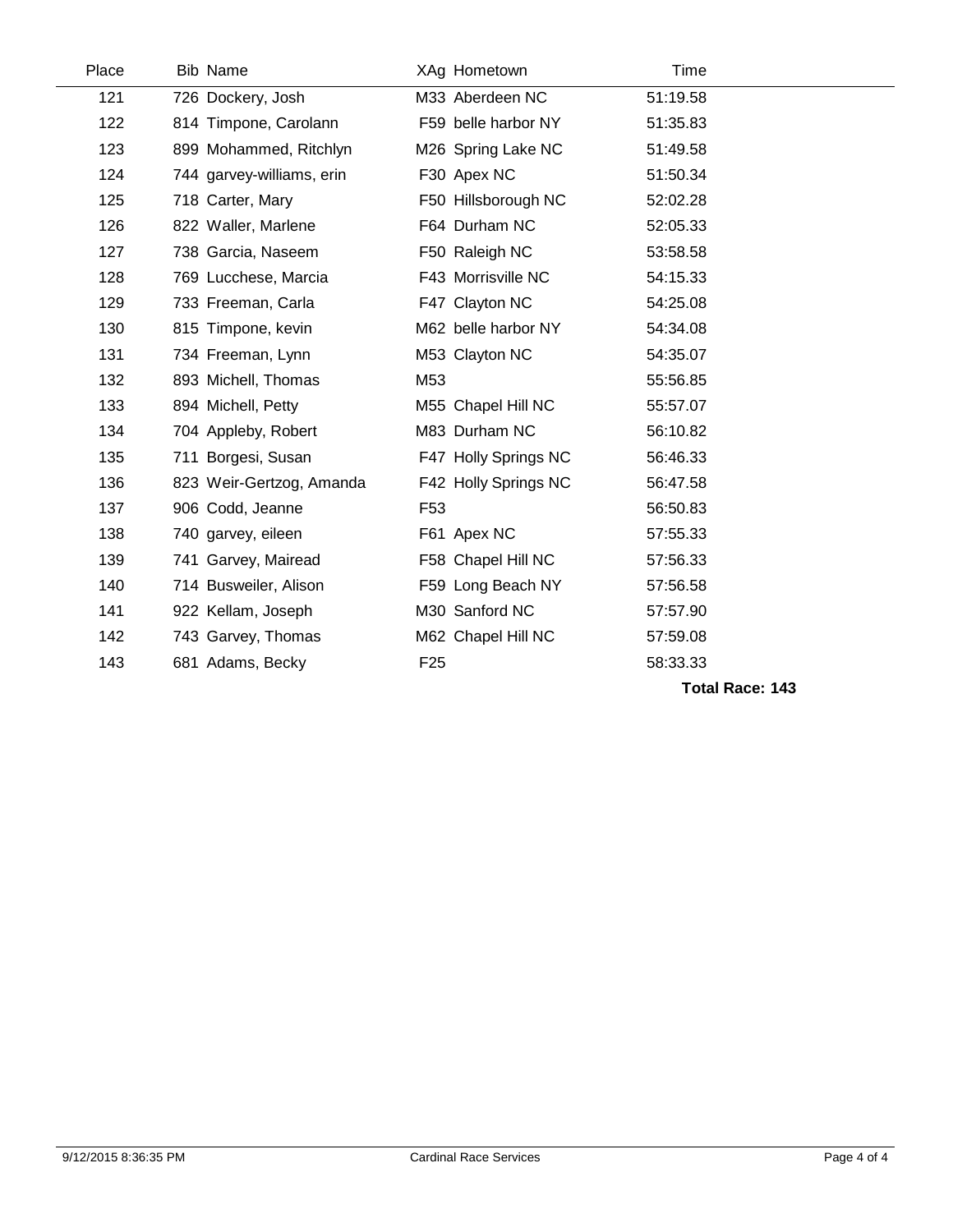| Place | Bib | Name | XAg | Hometown | Time |
|---|---|---|---|---|---|
| 121 | 726 | Dockery, Josh | M33 | Aberdeen NC | 51:19.58 |
| 122 | 814 | Timpone, Carolann | F59 | belle harbor NY | 51:35.83 |
| 123 | 899 | Mohammed, Ritchlyn | M26 | Spring Lake NC | 51:49.58 |
| 124 | 744 | garvey-williams, erin | F30 | Apex NC | 51:50.34 |
| 125 | 718 | Carter, Mary | F50 | Hillsborough NC | 52:02.28 |
| 126 | 822 | Waller, Marlene | F64 | Durham NC | 52:05.33 |
| 127 | 738 | Garcia, Naseem | F50 | Raleigh NC | 53:58.58 |
| 128 | 769 | Lucchese, Marcia | F43 | Morrisville NC | 54:15.33 |
| 129 | 733 | Freeman, Carla | F47 | Clayton NC | 54:25.08 |
| 130 | 815 | Timpone, kevin | M62 | belle harbor NY | 54:34.08 |
| 131 | 734 | Freeman, Lynn | M53 | Clayton NC | 54:35.07 |
| 132 | 893 | Michell, Thomas | M53 | | 55:56.85 |
| 133 | 894 | Michell, Petty | M55 | Chapel Hill NC | 55:57.07 |
| 134 | 704 | Appleby, Robert | M83 | Durham NC | 56:10.82 |
| 135 | 711 | Borgesi, Susan | F47 | Holly Springs NC | 56:46.33 |
| 136 | 823 | Weir-Gertzog, Amanda | F42 | Holly Springs NC | 56:47.58 |
| 137 | 906 | Codd, Jeanne | F53 | | 56:50.83 |
| 138 | 740 | garvey, eileen | F61 | Apex NC | 57:55.33 |
| 139 | 741 | Garvey, Mairead | F58 | Chapel Hill NC | 57:56.33 |
| 140 | 714 | Busweiler, Alison | F59 | Long Beach NY | 57:56.58 |
| 141 | 922 | Kellam, Joseph | M30 | Sanford NC | 57:57.90 |
| 142 | 743 | Garvey, Thomas | M62 | Chapel Hill NC | 57:59.08 |
| 143 | 681 | Adams, Becky | F25 | | 58:33.33 |

**Total Race: 143**

9/12/2015 8:36:35 PM Cardinal Race Services